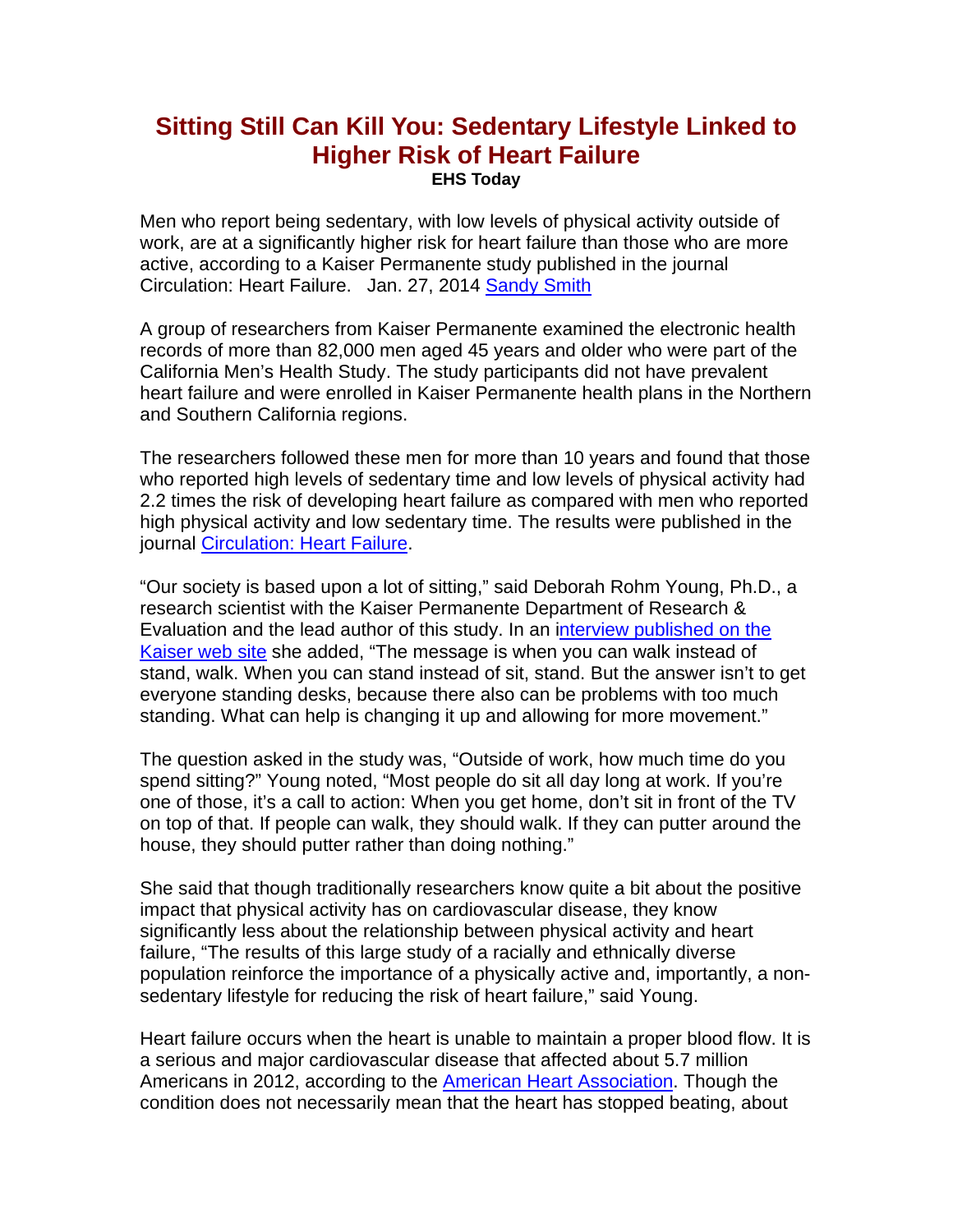# Sitting Still Can Kill You: Sedentary Lifestyle Linked to Higher Risk of Heart Failure

**EHS Today**

Men who report being sedentary, with low levels of physical activity outside of work, are at a significantly higher risk for heart failure than those who are more active, according to a Kaiser Permanente study published in the journal Circulation: Heart Failure. Jan. 27, 2014 Sandy Smith

A group of researchers from Kaiser Permanente examined the electronic health records of more than 82,000 men aged 45 years and older who were part of the California Men's Health Study. The study participants did not have prevalent heart failure and were enrolled in Kaiser Permanente health plans in the Northern and Southern California regions.

The researchers followed these men for more than 10 years and found that those who reported high levels of sedentary time and low levels of physical activity had 2.2 times the risk of developing heart failure as compared with men who reported high physical activity and low sedentary time. The results were published in the journal Circulation: Heart Failure.

"Our society is based upon a lot of sitting," said Deborah Rohm Young, Ph.D., a research scientist with the Kaiser Permanente Department of Research & Evaluation and the lead author of this study. In an interview published on the Kaiser web site she added, "The message is when you can walk instead of stand, walk. When you can stand instead of sit, stand. But the answer isn't to get everyone standing desks, because there also can be problems with too much standing. What can help is changing it up and allowing for more movement."

The question asked in the study was, "Outside of work, how much time do you spend sitting?" Young noted, "Most people do sit all day long at work. If you're one of those, it's a call to action: When you get home, don't sit in front of the TV on top of that. If people can walk, they should walk. If they can putter around the house, they should putter rather than doing nothing."

She said that though traditionally researchers know quite a bit about the positive impact that physical activity has on cardiovascular disease, they know significantly less about the relationship between physical activity and heart failure, "The results of this large study of a racially and ethnically diverse population reinforce the importance of a physically active and, importantly, a non-sedentary lifestyle for reducing the risk of heart failure," said Young.

Heart failure occurs when the heart is unable to maintain a proper blood flow. It is a serious and major cardiovascular disease that affected about 5.7 million Americans in 2012, according to the American Heart Association. Though the condition does not necessarily mean that the heart has stopped beating, about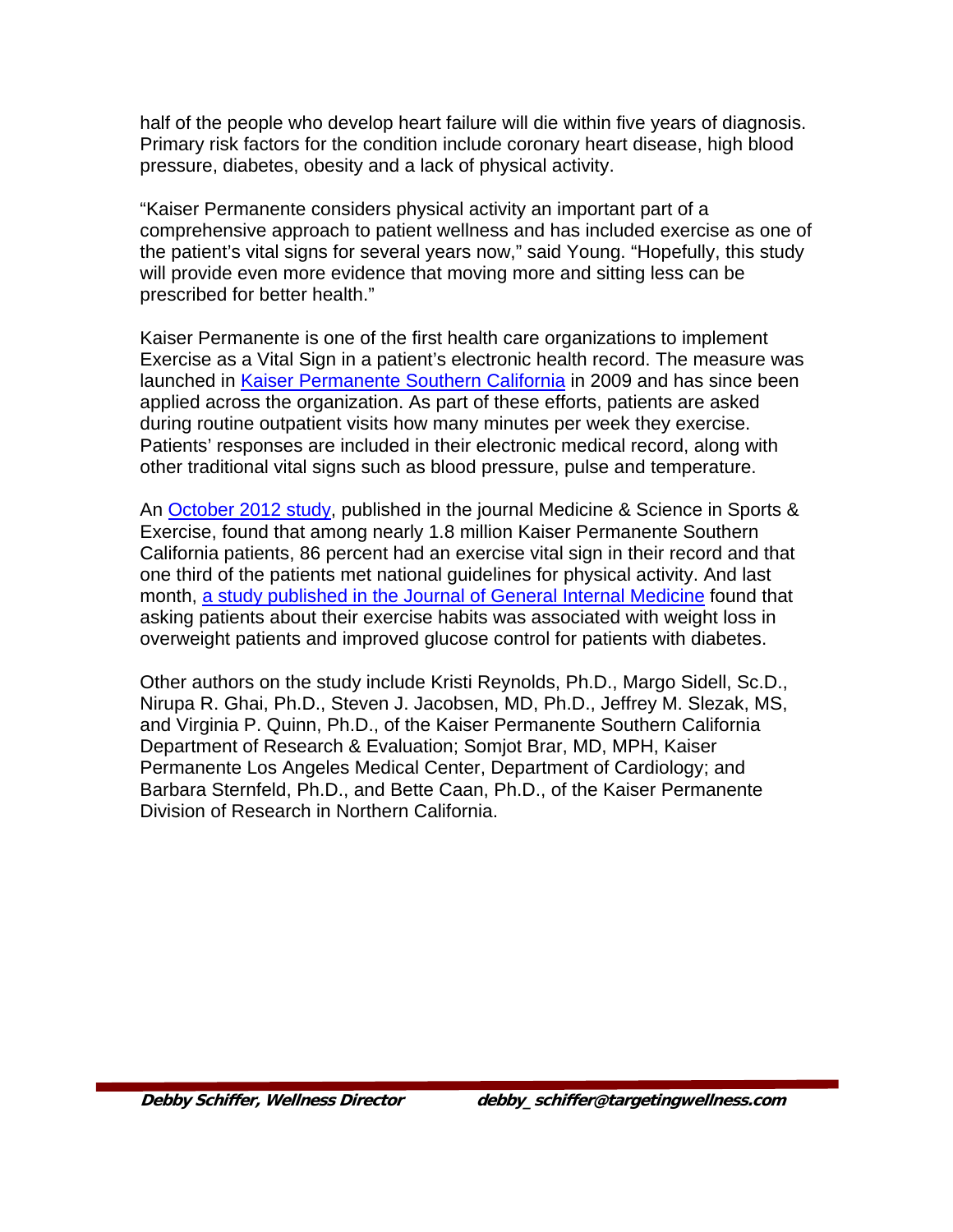half of the people who develop heart failure will die within five years of diagnosis. Primary risk factors for the condition include coronary heart disease, high blood pressure, diabetes, obesity and a lack of physical activity.

"Kaiser Permanente considers physical activity an important part of a comprehensive approach to patient wellness and has included exercise as one of the patient's vital signs for several years now," said Young. "Hopefully, this study will provide even more evidence that moving more and sitting less can be prescribed for better health."

Kaiser Permanente is one of the first health care organizations to implement Exercise as a Vital Sign in a patient's electronic health record. The measure was launched in Kaiser Permanente Southern California in 2009 and has since been applied across the organization. As part of these efforts, patients are asked during routine outpatient visits how many minutes per week they exercise. Patients' responses are included in their electronic medical record, along with other traditional vital signs such as blood pressure, pulse and temperature.

An October 2012 study, published in the journal Medicine & Science in Sports & Exercise, found that among nearly 1.8 million Kaiser Permanente Southern California patients, 86 percent had an exercise vital sign in their record and that one third of the patients met national guidelines for physical activity. And last month, a study published in the Journal of General Internal Medicine found that asking patients about their exercise habits was associated with weight loss in overweight patients and improved glucose control for patients with diabetes.

Other authors on the study include Kristi Reynolds, Ph.D., Margo Sidell, Sc.D., Nirupa R. Ghai, Ph.D., Steven J. Jacobsen, MD, Ph.D., Jeffrey M. Slezak, MS, and Virginia P. Quinn, Ph.D., of the Kaiser Permanente Southern California Department of Research & Evaluation; Somjot Brar, MD, MPH, Kaiser Permanente Los Angeles Medical Center, Department of Cardiology; and Barbara Sternfeld, Ph.D., and Bette Caan, Ph.D., of the Kaiser Permanente Division of Research in Northern California.